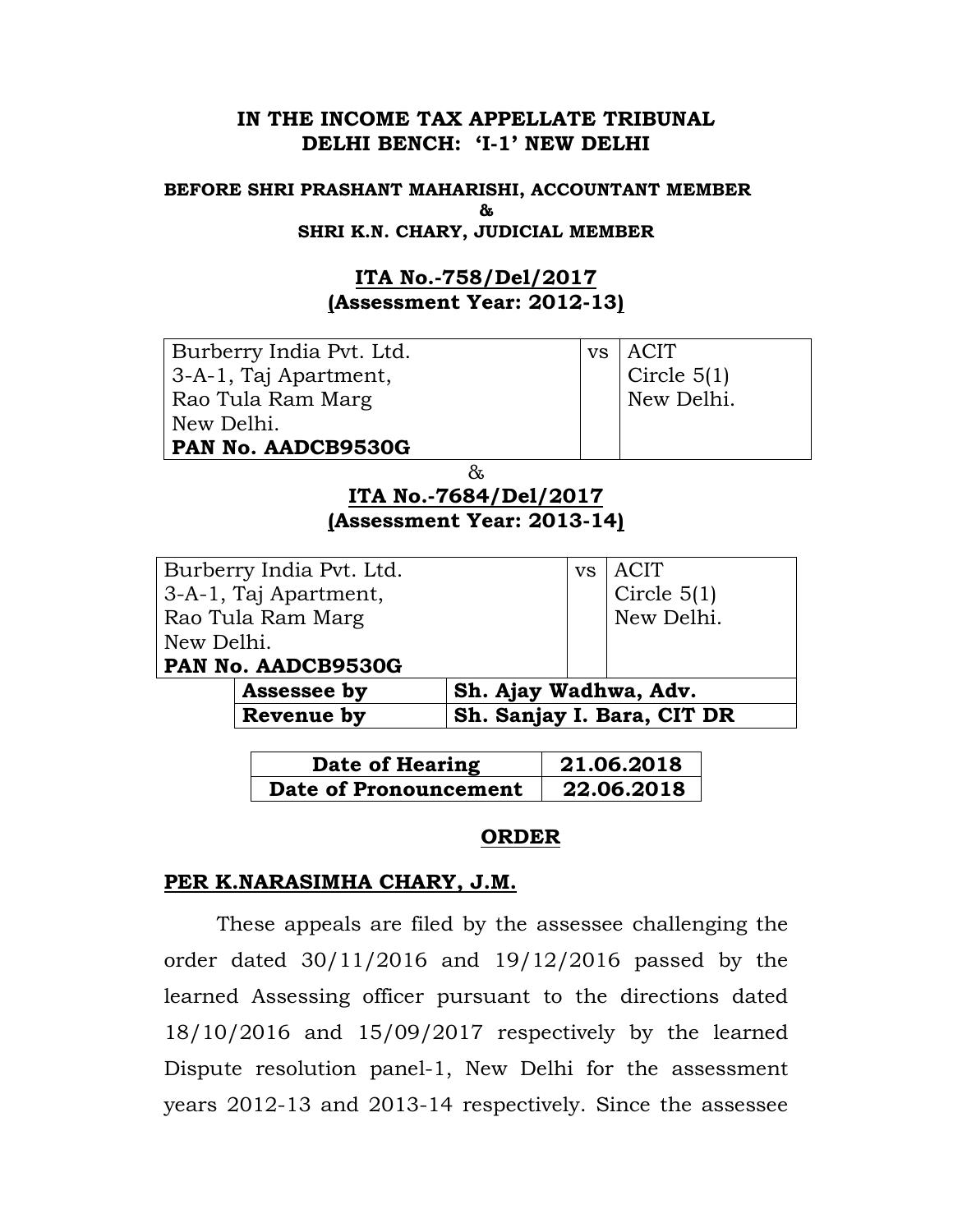# IN THE INCOME TAX APPELLATE TRIBUNAL
# DELHI BENCH: 'I-1' NEW DELHI

**BEFORE SHRI PRASHANT MAHARISHI, ACCOUNTANT MEMBER**
**&**
**SHRI K.N. CHARY, JUDICIAL MEMBER**

**ITA No.-758/Del/2017**
**(Assessment Year: 2012-13)**

| Burberry India Pvt. Ltd.<br>3-A-1, Taj Apartment,<br>Rao Tula Ram Marg<br>New Delhi.<br>**PAN No. AADCB9530G** | vs | ACIT<br>Circle 5(1)<br>New Delhi. |
|---|---|---|

&

**ITA No.-7684/Del/2017**
**(Assessment Year: 2013-14)**

| Burberry India Pvt. Ltd.<br>3-A-1, Taj Apartment,<br>Rao Tula Ram Marg<br>New Delhi.<br>**PAN No. AADCB9530G** | vs | ACIT<br>Circle 5(1)<br>New Delhi. |
|---|---|---|

| | |
|---|---|
| **Assessee by** | **Sh. Ajay Wadhwa, Adv.** |
| **Revenue by** | **Sh. Sanjay I. Bara, CIT DR** |

| | |
|---|---|
| **Date of Hearing** | **21.06.2018** |
| **Date of Pronouncement** | **22.06.2018** |

## ORDER

**PER K.NARASIMHA CHARY, J.M.**

These appeals are filed by the assessee challenging the order dated 30/11/2016 and 19/12/2016 passed by the learned Assessing officer pursuant to the directions dated 18/10/2016 and 15/09/2017 respectively by the learned Dispute resolution panel-1, New Delhi for the assessment years 2012-13 and 2013-14 respectively. Since the assessee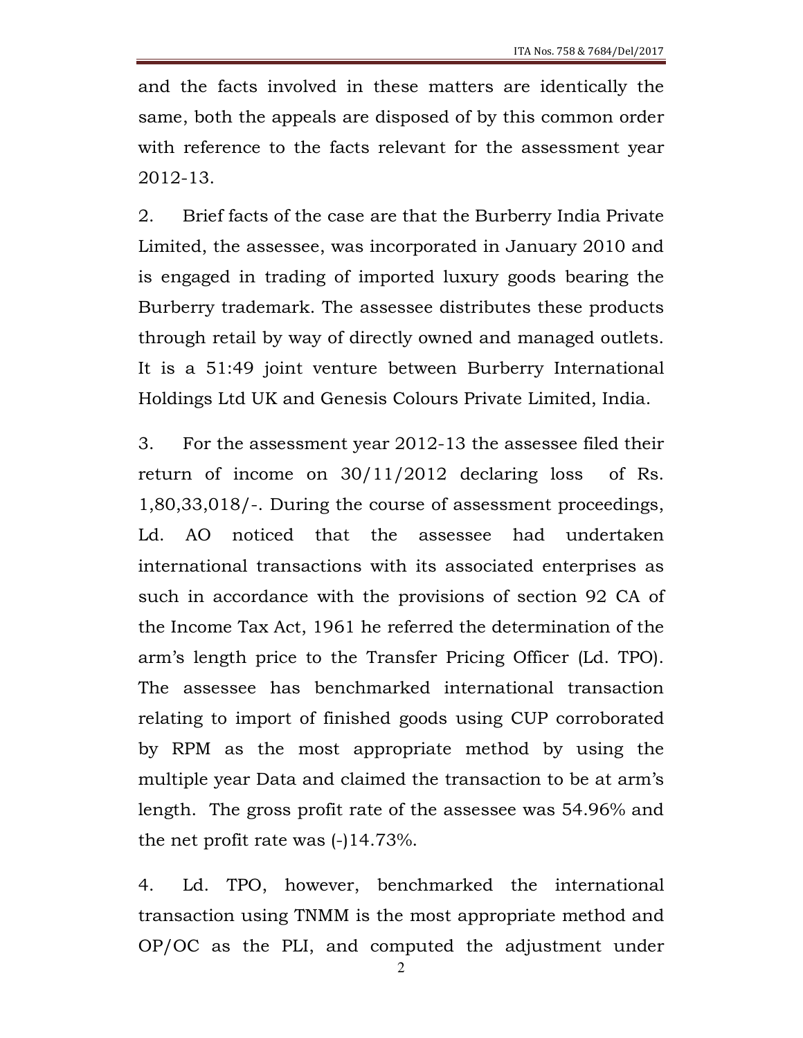and the facts involved in these matters are identically the same, both the appeals are disposed of by this common order with reference to the facts relevant for the assessment year 2012-13.

2. Brief facts of the case are that the Burberry India Private Limited, the assessee, was incorporated in January 2010 and is engaged in trading of imported luxury goods bearing the Burberry trademark. The assessee distributes these products through retail by way of directly owned and managed outlets. It is a 51:49 joint venture between Burberry International Holdings Ltd UK and Genesis Colours Private Limited, India.

3. For the assessment year 2012-13 the assessee filed their return of income on 30/11/2012 declaring loss of Rs. 1,80,33,018/-. During the course of assessment proceedings, Ld. AO noticed that the assessee had undertaken international transactions with its associated enterprises as such in accordance with the provisions of section 92 CA of the Income Tax Act, 1961 he referred the determination of the arm's length price to the Transfer Pricing Officer (Ld. TPO). The assessee has benchmarked international transaction relating to import of finished goods using CUP corroborated by RPM as the most appropriate method by using the multiple year Data and claimed the transaction to be at arm's length. The gross profit rate of the assessee was 54.96% and the net profit rate was (-)14.73%.

4. Ld. TPO, however, benchmarked the international transaction using TNMM is the most appropriate method and OP/OC as the PLI, and computed the adjustment under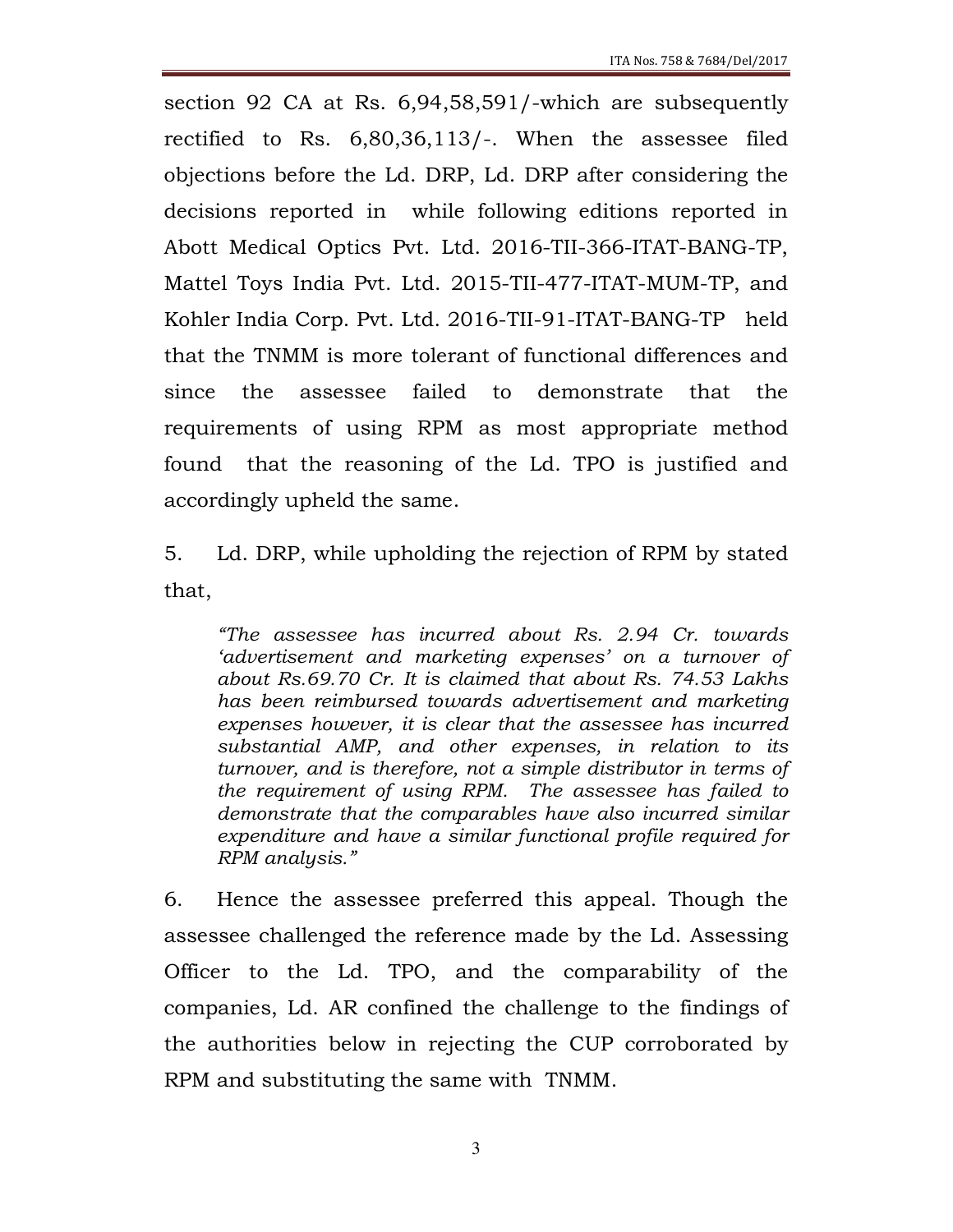section 92 CA at Rs. 6,94,58,591/-which are subsequently rectified to Rs. 6,80,36,113/-. When the assessee filed objections before the Ld. DRP, Ld. DRP after considering the decisions reported in while following editions reported in Abott Medical Optics Pvt. Ltd. 2016-TII-366-ITAT-BANG-TP, Mattel Toys India Pvt. Ltd. 2015-TII-477-ITAT-MUM-TP, and Kohler India Corp. Pvt. Ltd. 2016-TII-91-ITAT-BANG-TP held that the TNMM is more tolerant of functional differences and since the assessee failed to demonstrate that the requirements of using RPM as most appropriate method found that the reasoning of the Ld. TPO is justified and accordingly upheld the same.

5. Ld. DRP, while upholding the rejection of RPM by stated that,

> *"The assessee has incurred about Rs. 2.94 Cr. towards 'advertisement and marketing expenses' on a turnover of about Rs.69.70 Cr. It is claimed that about Rs. 74.53 Lakhs has been reimbursed towards advertisement and marketing expenses however, it is clear that the assessee has incurred substantial AMP, and other expenses, in relation to its turnover, and is therefore, not a simple distributor in terms of the requirement of using RPM. The assessee has failed to demonstrate that the comparables have also incurred similar expenditure and have a similar functional profile required for RPM analysis."*

6. Hence the assessee preferred this appeal. Though the assessee challenged the reference made by the Ld. Assessing Officer to the Ld. TPO, and the comparability of the companies, Ld. AR confined the challenge to the findings of the authorities below in rejecting the CUP corroborated by RPM and substituting the same with TNMM.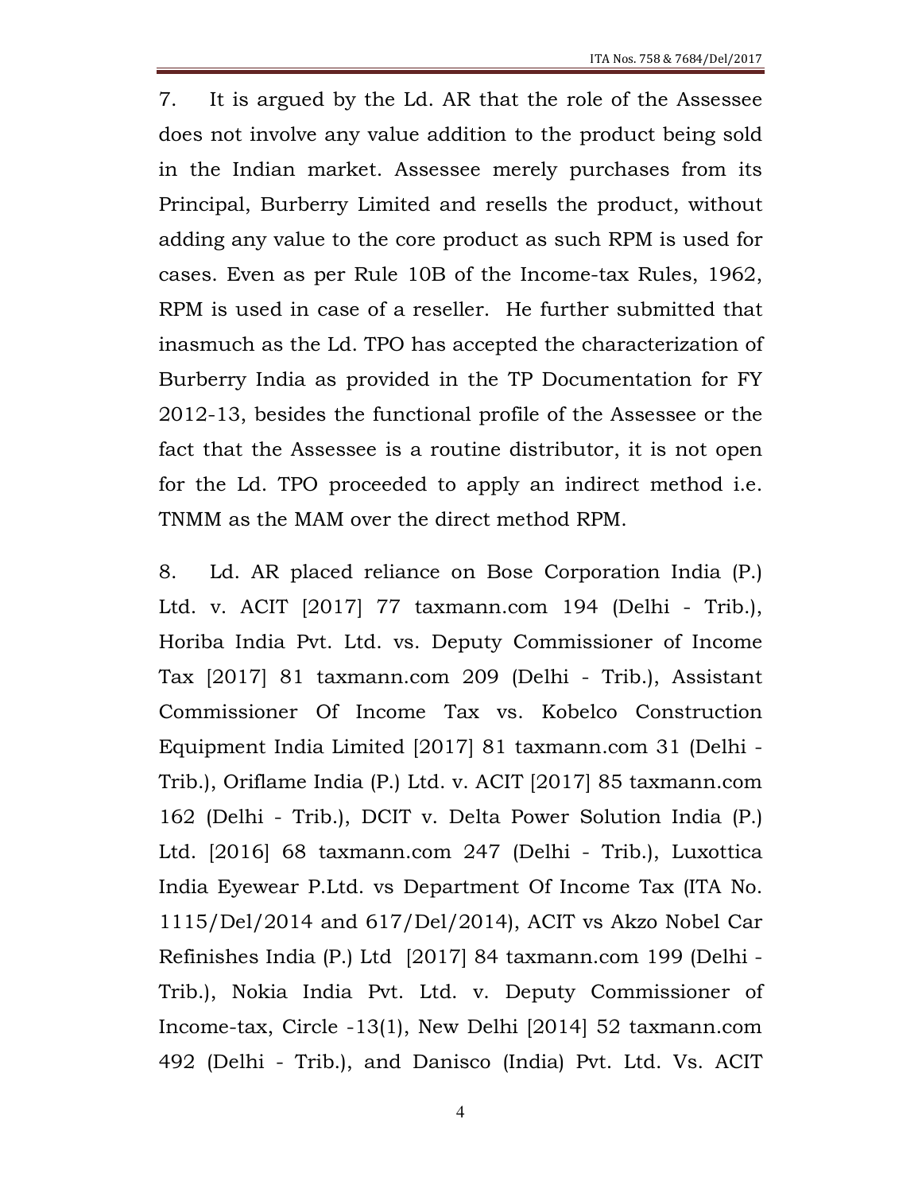7. It is argued by the Ld. AR that the role of the Assessee does not involve any value addition to the product being sold in the Indian market. Assessee merely purchases from its Principal, Burberry Limited and resells the product, without adding any value to the core product as such RPM is used for cases. Even as per Rule 10B of the Income-tax Rules, 1962, RPM is used in case of a reseller. He further submitted that inasmuch as the Ld. TPO has accepted the characterization of Burberry India as provided in the TP Documentation for FY 2012-13, besides the functional profile of the Assessee or the fact that the Assessee is a routine distributor, it is not open for the Ld. TPO proceeded to apply an indirect method i.e. TNMM as the MAM over the direct method RPM.

8. Ld. AR placed reliance on Bose Corporation India (P.) Ltd. v. ACIT [2017] 77 taxmann.com 194 (Delhi - Trib.), Horiba India Pvt. Ltd. vs. Deputy Commissioner of Income Tax [2017] 81 taxmann.com 209 (Delhi - Trib.), Assistant Commissioner Of Income Tax vs. Kobelco Construction Equipment India Limited [2017] 81 taxmann.com 31 (Delhi - Trib.), Oriflame India (P.) Ltd. v. ACIT [2017] 85 taxmann.com 162 (Delhi - Trib.), DCIT v. Delta Power Solution India (P.) Ltd. [2016] 68 taxmann.com 247 (Delhi - Trib.), Luxottica India Eyewear P.Ltd. vs Department Of Income Tax (ITA No. 1115/Del/2014 and 617/Del/2014), ACIT vs Akzo Nobel Car Refinishes India (P.) Ltd [2017] 84 taxmann.com 199 (Delhi - Trib.), Nokia India Pvt. Ltd. v. Deputy Commissioner of Income-tax, Circle -13(1), New Delhi [2014] 52 taxmann.com 492 (Delhi - Trib.), and Danisco (India) Pvt. Ltd. Vs. ACIT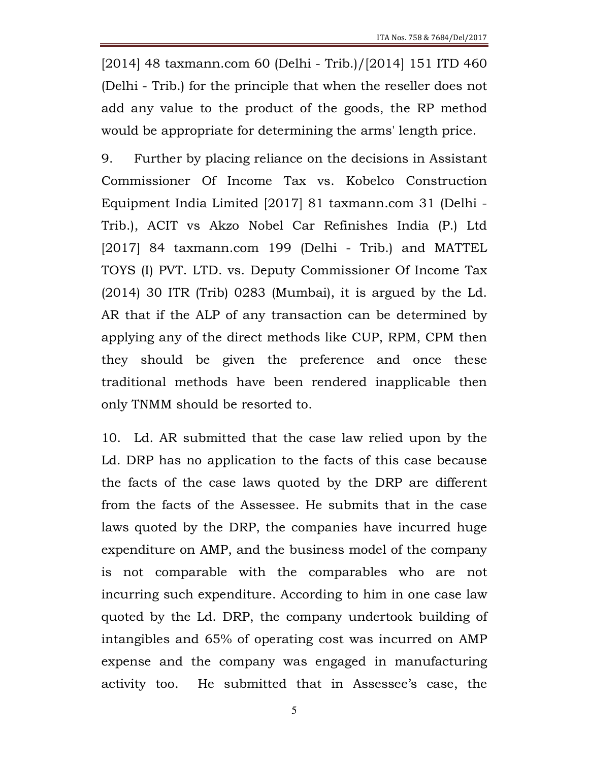[2014] 48 taxmann.com 60 (Delhi - Trib.)/[2014] 151 ITD 460 (Delhi - Trib.) for the principle that when the reseller does not add any value to the product of the goods, the RP method would be appropriate for determining the arms' length price.

9. Further by placing reliance on the decisions in Assistant Commissioner Of Income Tax vs. Kobelco Construction Equipment India Limited [2017] 81 taxmann.com 31 (Delhi - Trib.), ACIT vs Akzo Nobel Car Refinishes India (P.) Ltd [2017] 84 taxmann.com 199 (Delhi - Trib.) and MATTEL TOYS (I) PVT. LTD. vs. Deputy Commissioner Of Income Tax (2014) 30 ITR (Trib) 0283 (Mumbai), it is argued by the Ld. AR that if the ALP of any transaction can be determined by applying any of the direct methods like CUP, RPM, CPM then they should be given the preference and once these traditional methods have been rendered inapplicable then only TNMM should be resorted to.

10. Ld. AR submitted that the case law relied upon by the Ld. DRP has no application to the facts of this case because the facts of the case laws quoted by the DRP are different from the facts of the Assessee. He submits that in the case laws quoted by the DRP, the companies have incurred huge expenditure on AMP, and the business model of the company is not comparable with the comparables who are not incurring such expenditure. According to him in one case law quoted by the Ld. DRP, the company undertook building of intangibles and 65% of operating cost was incurred on AMP expense and the company was engaged in manufacturing activity too. He submitted that in Assessee's case, the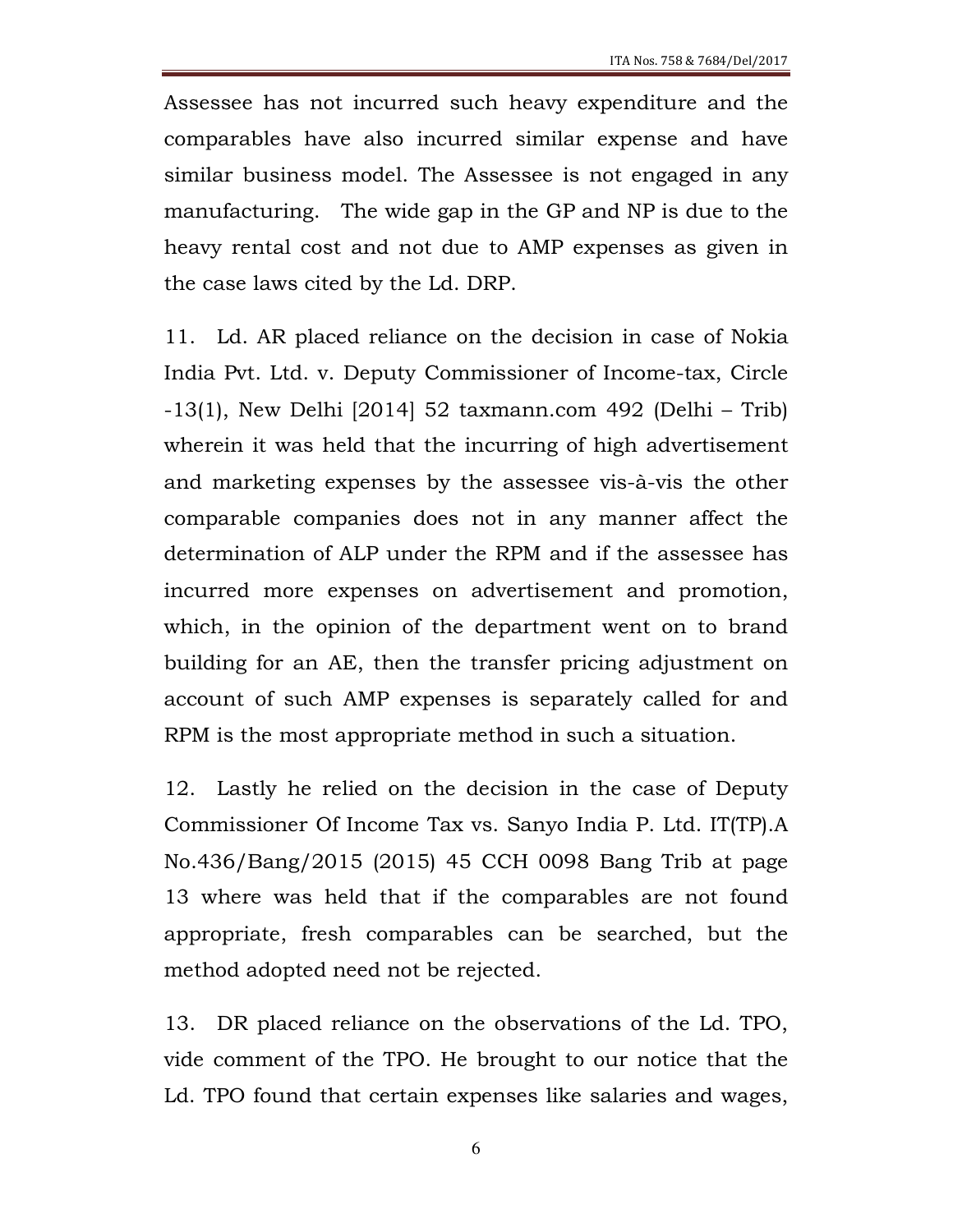Assessee has not incurred such heavy expenditure and the comparables have also incurred similar expense and have similar business model. The Assessee is not engaged in any manufacturing. The wide gap in the GP and NP is due to the heavy rental cost and not due to AMP expenses as given in the case laws cited by the Ld. DRP.

11. Ld. AR placed reliance on the decision in case of Nokia India Pvt. Ltd. v. Deputy Commissioner of Income-tax, Circle -13(1), New Delhi [2014] 52 taxmann.com 492 (Delhi – Trib) wherein it was held that the incurring of high advertisement and marketing expenses by the assessee vis-à-vis the other comparable companies does not in any manner affect the determination of ALP under the RPM and if the assessee has incurred more expenses on advertisement and promotion, which, in the opinion of the department went on to brand building for an AE, then the transfer pricing adjustment on account of such AMP expenses is separately called for and RPM is the most appropriate method in such a situation.

12. Lastly he relied on the decision in the case of Deputy Commissioner Of Income Tax vs. Sanyo India P. Ltd. IT(TP).A No.436/Bang/2015 (2015) 45 CCH 0098 Bang Trib at page 13 where was held that if the comparables are not found appropriate, fresh comparables can be searched, but the method adopted need not be rejected.

13. DR placed reliance on the observations of the Ld. TPO, vide comment of the TPO. He brought to our notice that the Ld. TPO found that certain expenses like salaries and wages,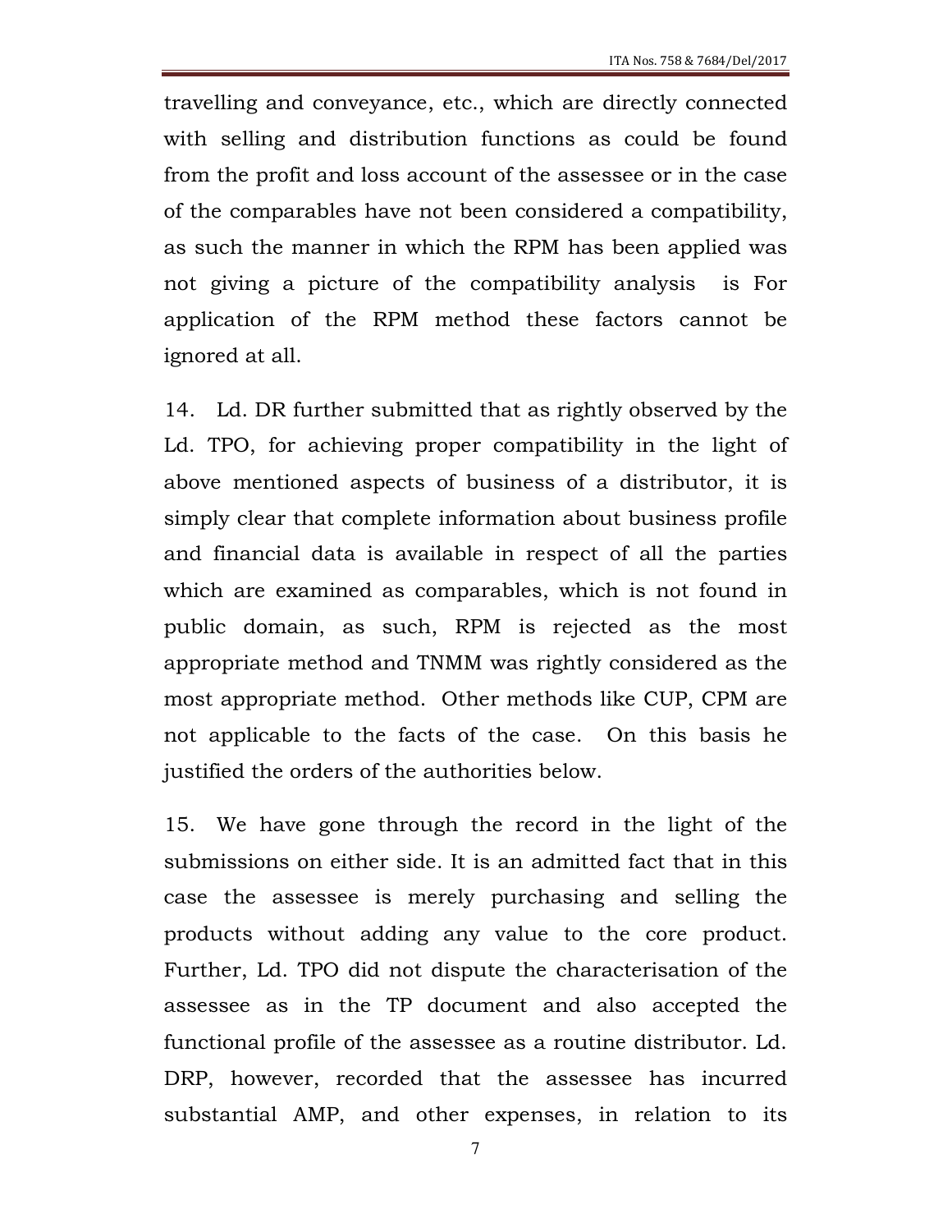travelling and conveyance, etc., which are directly connected with selling and distribution functions as could be found from the profit and loss account of the assessee or in the case of the comparables have not been considered a compatibility, as such the manner in which the RPM has been applied was not giving a picture of the compatibility analysis is For application of the RPM method these factors cannot be ignored at all.

14. Ld. DR further submitted that as rightly observed by the Ld. TPO, for achieving proper compatibility in the light of above mentioned aspects of business of a distributor, it is simply clear that complete information about business profile and financial data is available in respect of all the parties which are examined as comparables, which is not found in public domain, as such, RPM is rejected as the most appropriate method and TNMM was rightly considered as the most appropriate method. Other methods like CUP, CPM are not applicable to the facts of the case. On this basis he justified the orders of the authorities below.

15. We have gone through the record in the light of the submissions on either side. It is an admitted fact that in this case the assessee is merely purchasing and selling the products without adding any value to the core product. Further, Ld. TPO did not dispute the characterisation of the assessee as in the TP document and also accepted the functional profile of the assessee as a routine distributor. Ld. DRP, however, recorded that the assessee has incurred substantial AMP, and other expenses, in relation to its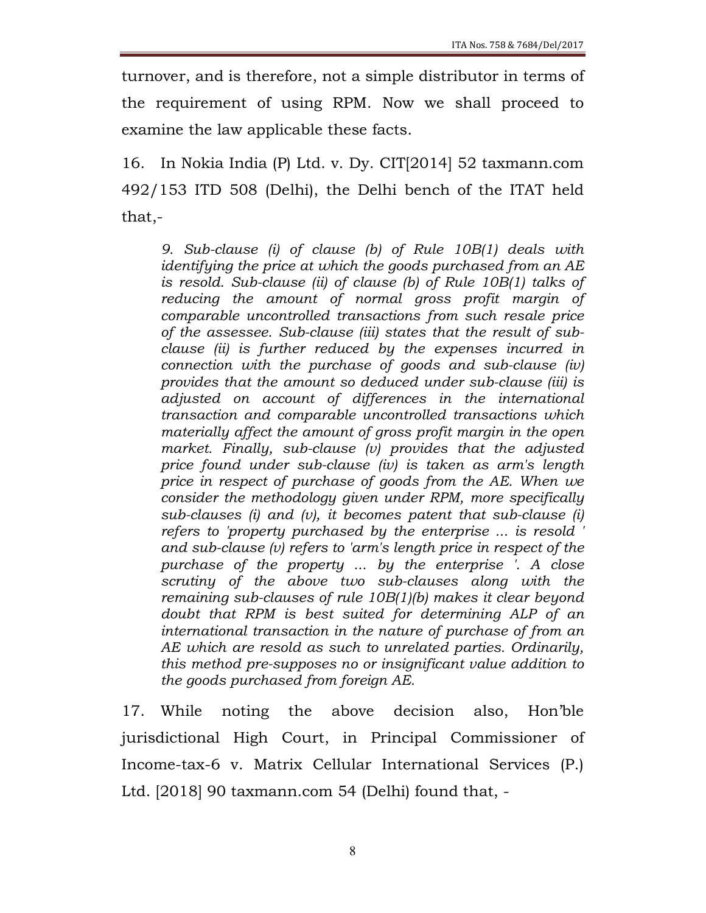turnover, and is therefore, not a simple distributor in terms of the requirement of using RPM. Now we shall proceed to examine the law applicable these facts.

16. In Nokia India (P) Ltd. v. Dy. CIT[2014] 52 taxmann.com 492/153 ITD 508 (Delhi), the Delhi bench of the ITAT held that,-

> *9. Sub-clause (i) of clause (b) of Rule 10B(1) deals with identifying the price at which the goods purchased from an AE is resold. Sub-clause (ii) of clause (b) of Rule 10B(1) talks of reducing the amount of normal gross profit margin of comparable uncontrolled transactions from such resale price of the assessee. Sub-clause (iii) states that the result of sub-clause (ii) is further reduced by the expenses incurred in connection with the purchase of goods and sub-clause (iv) provides that the amount so deduced under sub-clause (iii) is adjusted on account of differences in the international transaction and comparable uncontrolled transactions which materially affect the amount of gross profit margin in the open market. Finally, sub-clause (v) provides that the adjusted price found under sub-clause (iv) is taken as arm's length price in respect of purchase of goods from the AE. When we consider the methodology given under RPM, more specifically sub-clauses (i) and (v), it becomes patent that sub-clause (i) refers to 'property purchased by the enterprise ... is resold ' and sub-clause (v) refers to 'arm's length price in respect of the purchase of the property ... by the enterprise '. A close scrutiny of the above two sub-clauses along with the remaining sub-clauses of rule 10B(1)(b) makes it clear beyond doubt that RPM is best suited for determining ALP of an international transaction in the nature of purchase of from an AE which are resold as such to unrelated parties. Ordinarily, this method pre-supposes no or insignificant value addition to the goods purchased from foreign AE.*

17. While noting the above decision also, Hon'ble jurisdictional High Court, in Principal Commissioner of Income-tax-6 v. Matrix Cellular International Services (P.) Ltd. [2018] 90 taxmann.com 54 (Delhi) found that, -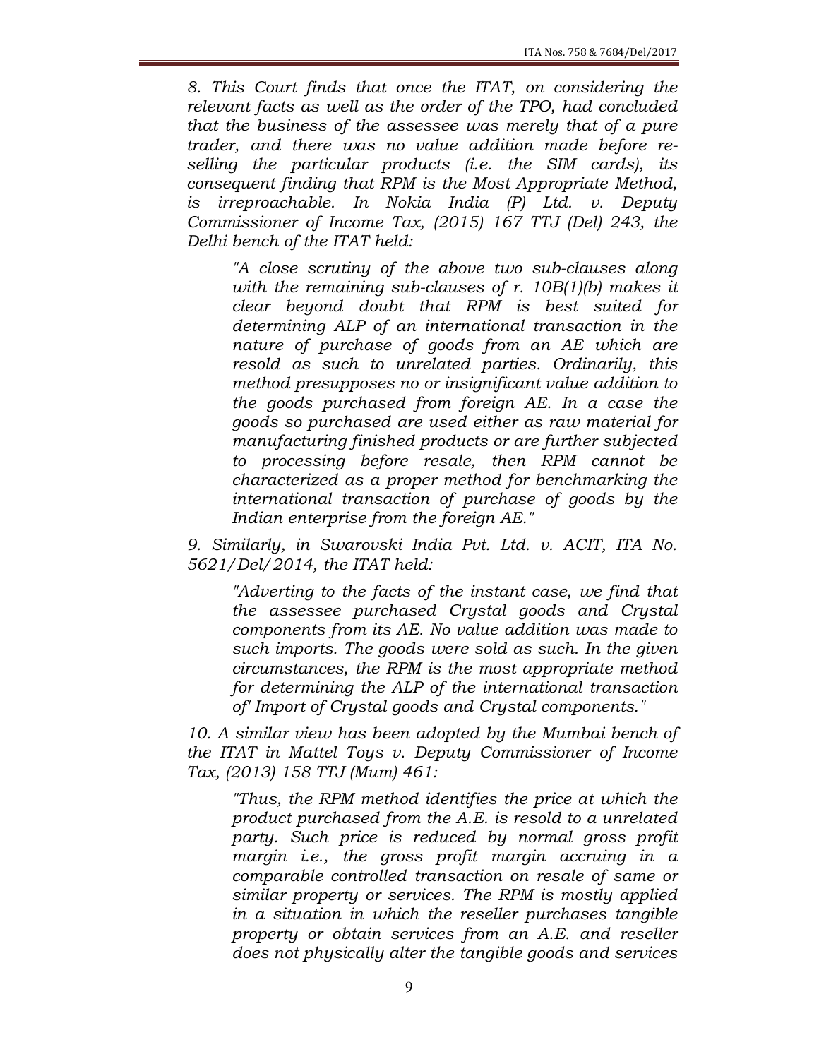*8. This Court finds that once the ITAT, on considering the relevant facts as well as the order of the TPO, had concluded that the business of the assessee was merely that of a pure trader, and there was no value addition made before re-selling the particular products (i.e. the SIM cards), its consequent finding that RPM is the Most Appropriate Method, is irreproachable. In Nokia India (P) Ltd. v. Deputy Commissioner of Income Tax, (2015) 167 TTJ (Del) 243, the Delhi bench of the ITAT held:*

> *"A close scrutiny of the above two sub-clauses along with the remaining sub-clauses of r. 10B(1)(b) makes it clear beyond doubt that RPM is best suited for determining ALP of an international transaction in the nature of purchase of goods from an AE which are resold as such to unrelated parties. Ordinarily, this method presupposes no or insignificant value addition to the goods purchased from foreign AE. In a case the goods so purchased are used either as raw material for manufacturing finished products or are further subjected to processing before resale, then RPM cannot be characterized as a proper method for benchmarking the international transaction of purchase of goods by the Indian enterprise from the foreign AE."*

*9. Similarly, in Swarovski India Pvt. Ltd. v. ACIT, ITA No. 5621/Del/2014, the ITAT held:*

> *"Adverting to the facts of the instant case, we find that the assessee purchased Crystal goods and Crystal components from its AE. No value addition was made to such imports. The goods were sold as such. In the given circumstances, the RPM is the most appropriate method for determining the ALP of the international transaction of' Import of Crystal goods and Crystal components."*

*10. A similar view has been adopted by the Mumbai bench of the ITAT in Mattel Toys v. Deputy Commissioner of Income Tax, (2013) 158 TTJ (Mum) 461:*

> *"Thus, the RPM method identifies the price at which the product purchased from the A.E. is resold to a unrelated party. Such price is reduced by normal gross profit margin i.e., the gross profit margin accruing in a comparable controlled transaction on resale of same or similar property or services. The RPM is mostly applied in a situation in which the reseller purchases tangible property or obtain services from an A.E. and reseller does not physically alter the tangible goods and services*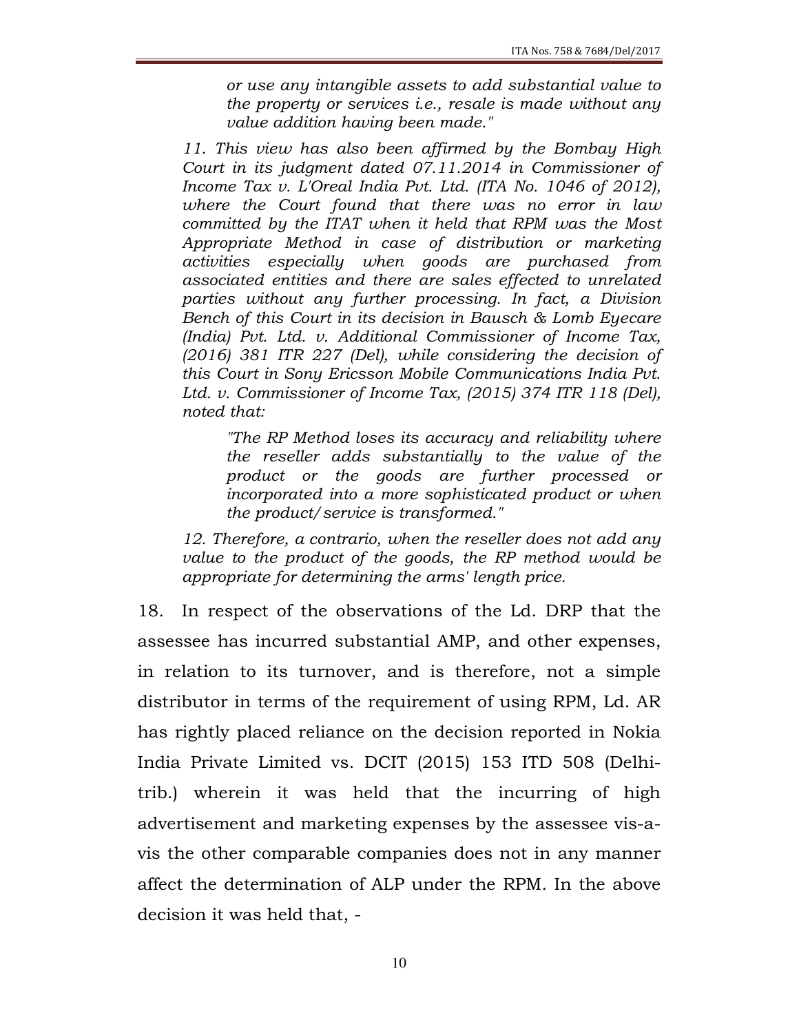> *or use any intangible assets to add substantial value to the property or services i.e., resale is made without any value addition having been made."*

> *11. This view has also been affirmed by the Bombay High Court in its judgment dated 07.11.2014 in Commissioner of Income Tax v. L'Oreal India Pvt. Ltd. (ITA No. 1046 of 2012), where the Court found that there was no error in law committed by the ITAT when it held that RPM was the Most Appropriate Method in case of distribution or marketing activities especially when goods are purchased from associated entities and there are sales effected to unrelated parties without any further processing. In fact, a Division Bench of this Court in its decision in Bausch & Lomb Eyecare (India) Pvt. Ltd. v. Additional Commissioner of Income Tax, (2016) 381 ITR 227 (Del), while considering the decision of this Court in Sony Ericsson Mobile Communications India Pvt. Ltd. v. Commissioner of Income Tax, (2015) 374 ITR 118 (Del), noted that:*
>
> > *"The RP Method loses its accuracy and reliability where the reseller adds substantially to the value of the product or the goods are further processed or incorporated into a more sophisticated product or when the product/service is transformed."*
>
> *12. Therefore, a contrario, when the reseller does not add any value to the product of the goods, the RP method would be appropriate for determining the arms' length price.*

18. In respect of the observations of the Ld. DRP that the assessee has incurred substantial AMP, and other expenses, in relation to its turnover, and is therefore, not a simple distributor in terms of the requirement of using RPM, Ld. AR has rightly placed reliance on the decision reported in Nokia India Private Limited vs. DCIT (2015) 153 ITD 508 (Delhi-trib.) wherein it was held that the incurring of high advertisement and marketing expenses by the assessee vis-a-vis the other comparable companies does not in any manner affect the determination of ALP under the RPM. In the above decision it was held that, -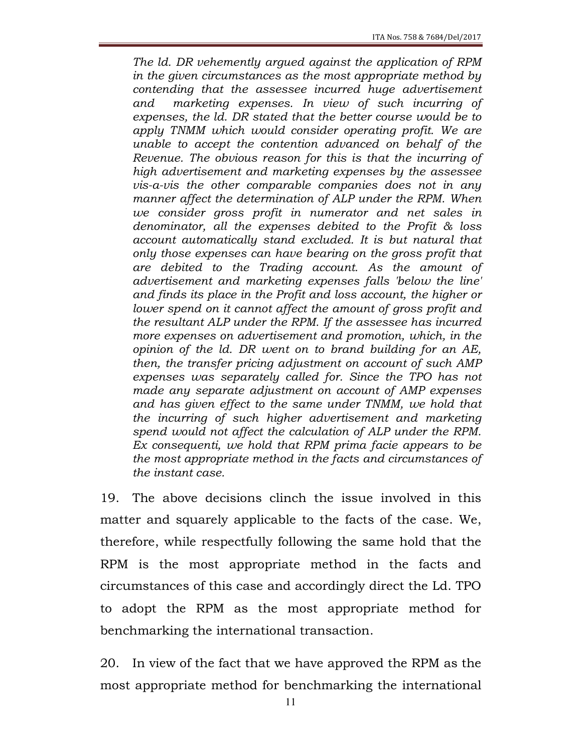*The ld. DR vehemently argued against the application of RPM in the given circumstances as the most appropriate method by contending that the assessee incurred huge advertisement and marketing expenses. In view of such incurring of expenses, the ld. DR stated that the better course would be to apply TNMM which would consider operating profit. We are unable to accept the contention advanced on behalf of the Revenue. The obvious reason for this is that the incurring of high advertisement and marketing expenses by the assessee vis-a-vis the other comparable companies does not in any manner affect the determination of ALP under the RPM. When we consider gross profit in numerator and net sales in denominator, all the expenses debited to the Profit & loss account automatically stand excluded. It is but natural that only those expenses can have bearing on the gross profit that are debited to the Trading account. As the amount of advertisement and marketing expenses falls 'below the line' and finds its place in the Profit and loss account, the higher or lower spend on it cannot affect the amount of gross profit and the resultant ALP under the RPM. If the assessee has incurred more expenses on advertisement and promotion, which, in the opinion of the ld. DR went on to brand building for an AE, then, the transfer pricing adjustment on account of such AMP expenses was separately called for. Since the TPO has not made any separate adjustment on account of AMP expenses and has given effect to the same under TNMM, we hold that the incurring of such higher advertisement and marketing spend would not affect the calculation of ALP under the RPM. Ex consequenti, we hold that RPM prima facie appears to be the most appropriate method in the facts and circumstances of the instant case.*

19. The above decisions clinch the issue involved in this matter and squarely applicable to the facts of the case. We, therefore, while respectfully following the same hold that the RPM is the most appropriate method in the facts and circumstances of this case and accordingly direct the Ld. TPO to adopt the RPM as the most appropriate method for benchmarking the international transaction.

20. In view of the fact that we have approved the RPM as the most appropriate method for benchmarking the international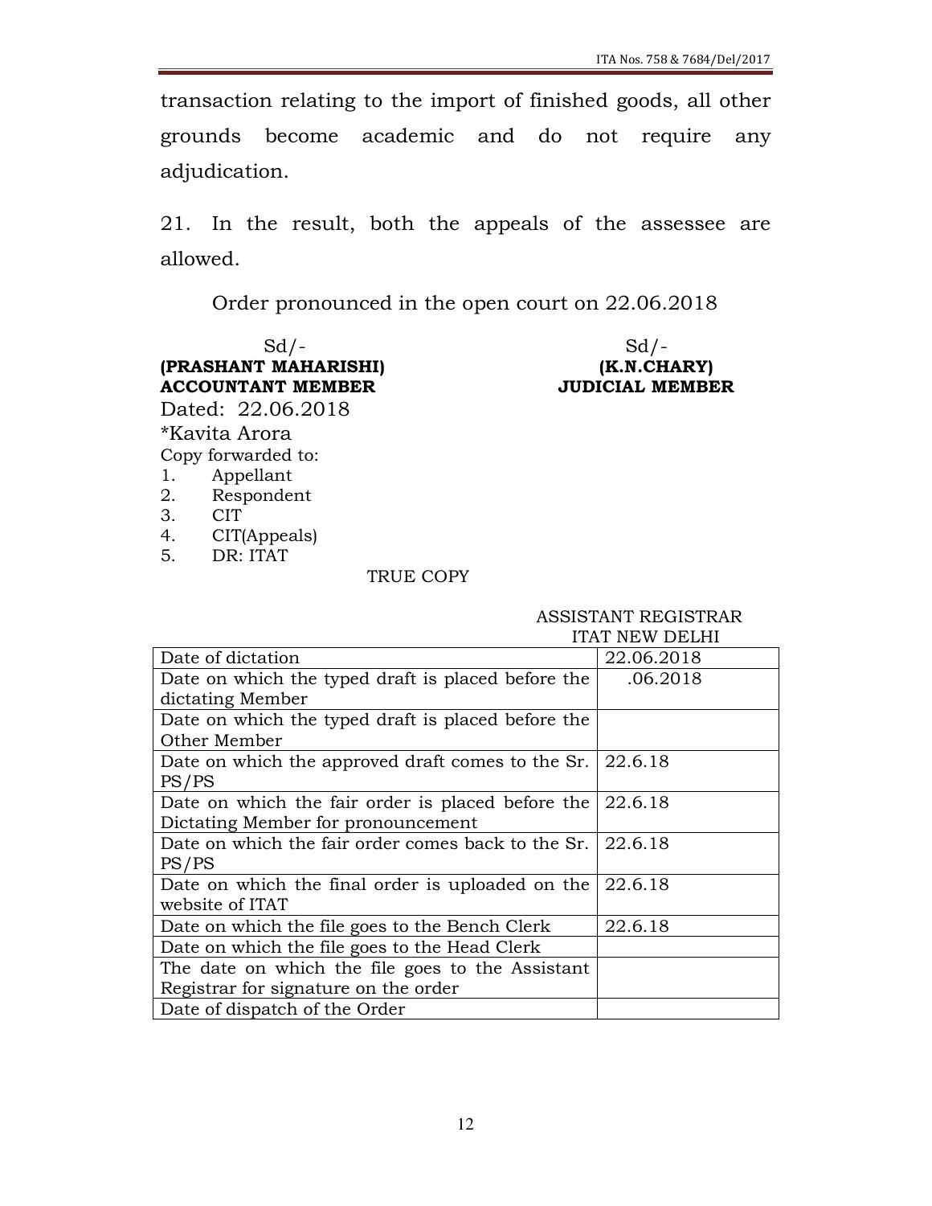transaction relating to the import of finished goods, all other grounds become academic and do not require any adjudication.

21. In the result, both the appeals of the assessee are allowed.

Order pronounced in the open court on 22.06.2018

| | |
|---|---|
| Sd/- | Sd/- |
| **(PRASHANT MAHARISHI)** | **(K.N.CHARY)** |
| **ACCOUNTANT MEMBER** | **JUDICIAL MEMBER** |

Dated: 22.06.2018

*Kavita Arora

Copy forwarded to:

1. Appellant
2. Respondent
3. CIT
4. CIT(Appeals)
5. DR: ITAT

TRUE COPY

ASSISTANT REGISTRAR
ITAT NEW DELHI

| | |
|---|---|
| Date of dictation | 22.06.2018 |
| Date on which the typed draft is placed before the dictating Member | .06.2018 |
| Date on which the typed draft is placed before the Other Member | |
| Date on which the approved draft comes to the Sr. PS/PS | 22.6.18 |
| Date on which the fair order is placed before the Dictating Member for pronouncement | 22.6.18 |
| Date on which the fair order comes back to the Sr. PS/PS | 22.6.18 |
| Date on which the final order is uploaded on the website of ITAT | 22.6.18 |
| Date on which the file goes to the Bench Clerk | 22.6.18 |
| Date on which the file goes to the Head Clerk | |
| The date on which the file goes to the Assistant Registrar for signature on the order | |
| Date of dispatch of the Order | |